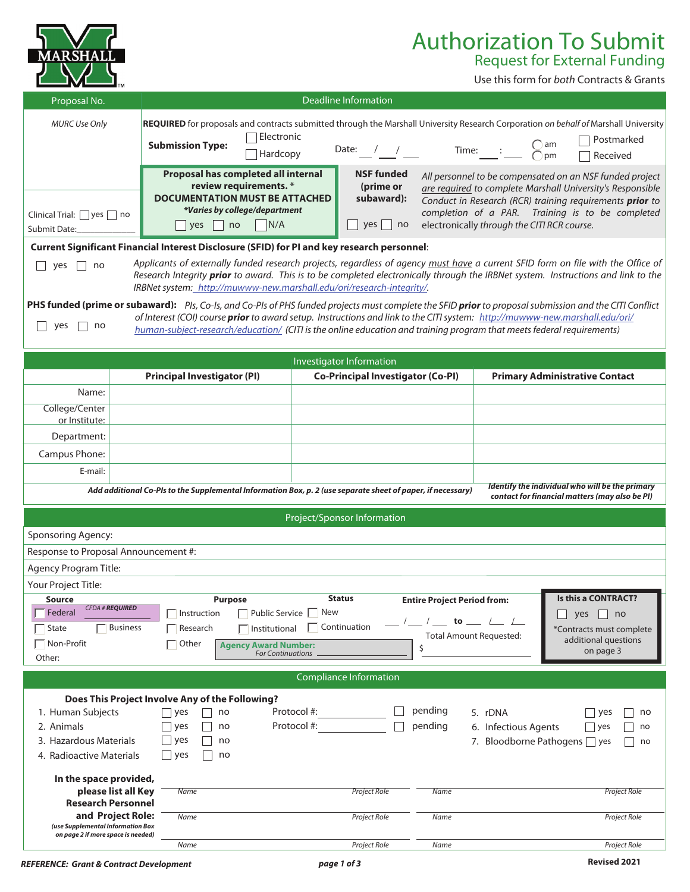MARSHALL

# Authorization To Submit

## Request for External Funding

Use this form for *both* Contracts & Grants

| Proposal No. | Deadline Information |
|---|---|
| *MURC Use Only* | **REQUIRED** for proposals and contracts submitted through the Marshall University Research Corporation *on behalf of* Marshall University |
| | **Submission Type:** ☐ Electronic ☐ Hardcopy    Date: \_\_ / \_\_ / \_\_    Time: \_\_ : \_\_ ◯ am ◯ pm    ☐ Postmarked ☐ Received |
| Clinical Trial: ☐ yes ☐ no<br>Submit Date:\_\_\_\_\_\_\_\_\_\_ | **Proposal has completed all internal review requirements. \* DOCUMENTATION MUST BE ATTACHED** *\*Varies by college/department* ☐ yes ☐ no ☐ N/A |
| | **NSF funded (prime or subaward):** ☐ yes ☐ no — *All personnel to be compensated on an NSF funded project are required to complete Marshall University's Responsible Conduct in Research (RCR) training requirements **prior** to completion of a PAR. Training is to be completed electronically through the CITI RCR course.* |

**Current Significant Financial Interest Disclosure (SFID) for PI and key research personnel**:

☐ yes ☐ no — *Applicants of externally funded research projects, regardless of agency must have a current SFID form on file with the Office of Research Integrity **prior** to award. This is to be completed electronically through the IRBNet system. Instructions and link to the IRBNet system: http://muwww-new.marshall.edu/ori/research-integrity/.*

**PHS funded (prime or subaward):** *PIs, Co-Is, and Co-PIs of PHS funded projects must complete the SFID **prior** to proposal submission and the CITI Conflict of Interest (COI) course **prior** to award setup. Instructions and link to the CITI system: http://muwww-new.marshall.edu/ori/human-subject-research/education/ (CITI is the online education and training program that meets federal requirements)*

☐ yes ☐ no

## Investigator Information

| | Principal Investigator (PI) | Co-Principal Investigator (Co-PI) | Primary Administrative Contact |
|---|---|---|---|
| Name: | | | |
| College/Center or Institute: | | | |
| Department: | | | |
| Campus Phone: | | | |
| E-mail: | | | |

***Add additional Co-PIs to the Supplemental Information Box, p. 2 (use separate sheet of paper, if necessary)***

***Identify the individual who will be the primary contact for financial matters (may also be PI)***

## Project/Sponsor Information

Sponsoring Agency:

Response to Proposal Announcement #:

Agency Program Title:

Your Project Title:

| Source | Purpose | Status | Entire Project Period from: | Is this a CONTRACT? |
|---|---|---|---|---|
| ☐ Federal *CFDA # **REQUIRED*** | ☐ Instruction ☐ Public Service | ☐ New | \_\_ / \_\_ / \_\_ to \_\_ / \_\_ / \_\_ | ☐ yes ☐ no |
| ☐ State ☐ Business | ☐ Research ☐ Institutional | ☐ Continuation | Total Amount Requested: | \*Contracts must complete additional questions on page 3 |
| ☐ Non-Profit | ☐ Other | **Agency Award Number:** *For Continuations* \_\_\_\_\_\_ | $ \_\_\_\_\_\_ | |
| Other: | | | | |

## Compliance Information

**Does This Project Involve Any of the Following?**

| | | | | |
|---|---|---|---|---|
| 1. Human Subjects | ☐ yes ☐ no | Protocol #: \_\_\_\_\_\_ | ☐ pending | 5. rDNA ☐ yes ☐ no |
| 2. Animals | ☐ yes ☐ no | Protocol #: \_\_\_\_\_\_ | ☐ pending | 6. Infectious Agents ☐ yes ☐ no |
| 3. Hazardous Materials | ☐ yes ☐ no | | | 7. Bloodborne Pathogens ☐ yes ☐ no |
| 4. Radioactive Materials | ☐ yes ☐ no | | | |

**In the space provided, please list all Key Research Personnel and Project Role:**
*(use Supplemental Information Box on page 2 if more space is needed)*

| Name | Project Role | Name | Project Role |
|---|---|---|---|
| | | | |
| | | | |
| | | | |

*REFERENCE: Grant & Contract Development*

Revised 2021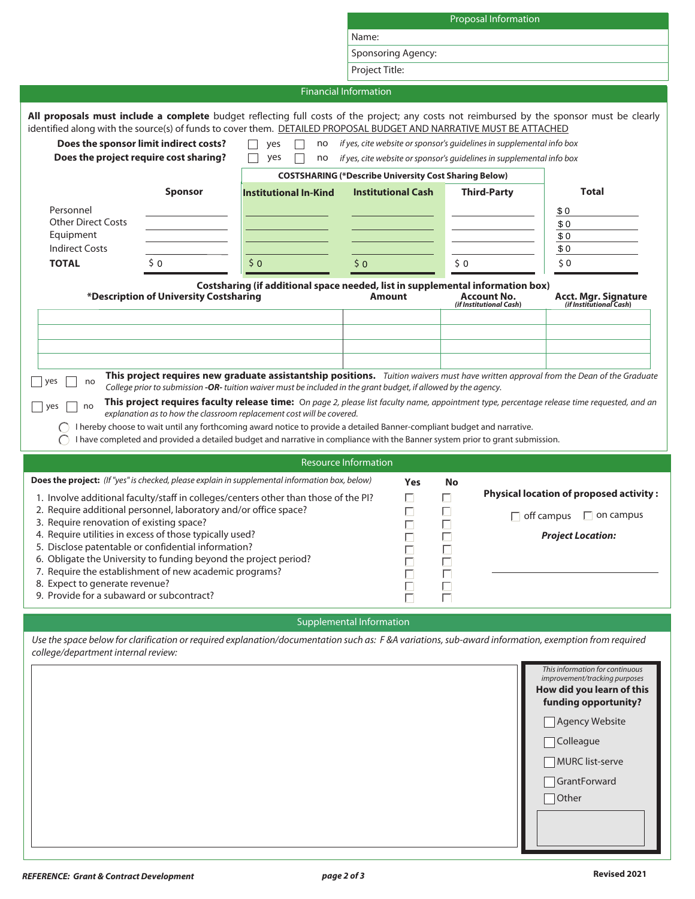## Proposal Information

Name:

Sponsoring Agency:

Project Title:

## Financial Information

**All proposals must include a complete** budget reflecting full costs of the project; any costs not reimbursed by the sponsor must be clearly identified along with the source(s) of funds to cover them. DETAILED PROPOSAL BUDGET AND NARRATIVE MUST BE ATTACHED

**Does the sponsor limit indirect costs?** ☐ yes ☐ no *if yes, cite website or sponsor's guidelines in supplemental info box*

**Does the project require cost sharing?** ☐ yes ☐ no *if yes, cite website or sponsor's guidelines in supplemental info box*

| | | COSTSHARING (*Describe University Cost Sharing Below) | | | |
|---|---|---|---|---|---|
| | **Sponsor** | **Institutional In-Kind** | **Institutional Cash** | **Third-Party** | **Total** |
| Personnel | | | | | $ 0 |
| Other Direct Costs | | | | | $ 0 |
| Equipment | | | | | $ 0 |
| Indirect Costs | | | | | $ 0 |
| **TOTAL** | $ 0 | $ 0 | $ 0 | $ 0 | $ 0 |

**Costsharing (if additional space needed, list in supplemental information box)**

| *Description of University Costsharing | Amount | Account No. *(if Institutional Cash)* | Acct. Mgr. Signature *(if Institutional Cash)* |
|---|---|---|---|
| | | | |
| | | | |
| | | | |
| | | | |

☐ yes ☐ no **This project requires new graduate assistantship positions.** *Tuition waivers must have written approval from the Dean of the Graduate College prior to submission* ***-OR-*** *tuition waiver must be included in the grant budget, if allowed by the agency.*

☐ yes ☐ no **This project requires faculty release time:** *On page 2, please list faculty name, appointment type, percentage release time requested, and an explanation as to how the classroom replacement cost will be covered.*

◯ I hereby choose to wait until any forthcoming award notice to provide a detailed Banner-compliant budget and narrative.

◯ I have completed and provided a detailed budget and narrative in compliance with the Banner system prior to grant submission.

## Resource Information

| **Does the project:** *(If "yes" is checked, please explain in supplemental information box, below)* | **Yes** | **No** |
|---|---|---|
| 1. Involve additional faculty/staff in colleges/centers other than those of the PI? | ☐ | ☐ |
| 2. Require additional personnel, laboratory and/or office space? | ☐ | ☐ |
| 3. Require renovation of existing space? | ☐ | ☐ |
| 4. Require utilities in excess of those typically used? | ☐ | ☐ |
| 5. Disclose patentable or confidential information? | ☐ | ☐ |
| 6. Obligate the University to funding beyond the project period? | ☐ | ☐ |
| 7. Require the establishment of new academic programs? | ☐ | ☐ |
| 8. Expect to generate revenue? | ☐ | ☐ |
| 9. Provide for a subaward or subcontract? | ☐ | ☐ |

**Physical location of proposed activity :**

☐ off campus ☐ on campus

***Project Location:***

## Supplemental Information

*Use the space below for clarification or required explanation/documentation such as: F &A variations, sub-award information, exemption from required college/department internal review:*

*This information for continuous improvement/tracking purposes*

**How did you learn of this funding opportunity?**

☐ Agency Website

☐ Colleague

☐ MURC list-serve

☐ GrantForward

☐ Other

***REFERENCE: Grant & Contract Development***

**Revised 2021**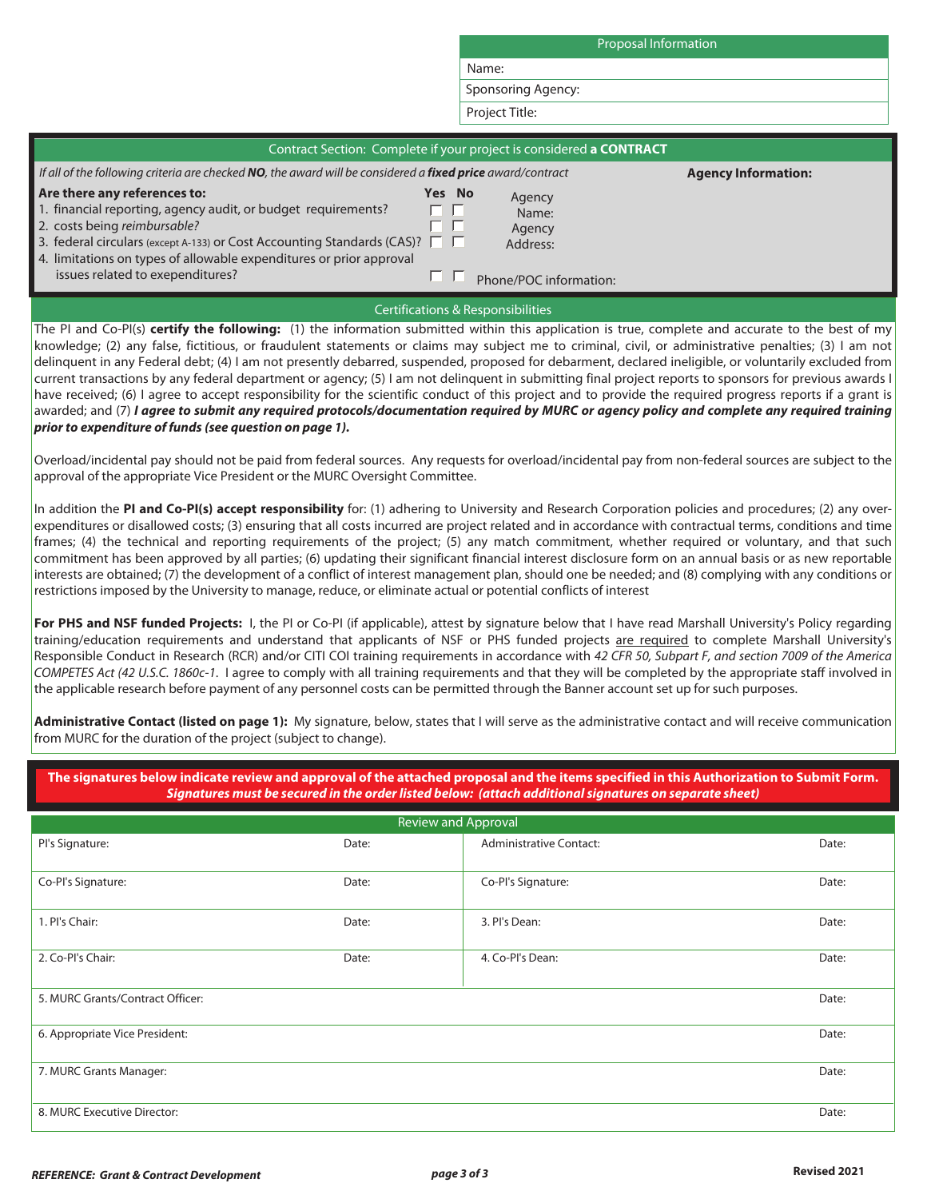| Proposal Information |
|---|
| Name: |
| Sponsoring Agency: |
| Project Title: |

## Contract Section: Complete if your project is considered **a CONTRACT**

*If all of the following criteria are checked **NO**, the award will be considered a **fixed price** award/contract*

| Are there any references to: | Yes | No |
|---|---|---|
| 1. financial reporting, agency audit, or budget requirements? | ☐ | ☐ |
| 2. costs being *reimbursable?* | ☐ | ☐ |
| 3. federal circulars (except A-133) or Cost Accounting Standards (CAS)? | ☐ | ☐ |
| 4. limitations on types of allowable expenditures or prior approval issues related to exependitures? | ☐ | ☐ |

**Agency Information:**

Agency Name:

Agency Address:

Phone/POC information:

## Certifications & Responsibilities

The PI and Co-PI(s) **certify the following:** (1) the information submitted within this application is true, complete and accurate to the best of my knowledge; (2) any false, fictitious, or fraudulent statements or claims may subject me to criminal, civil, or administrative penalties; (3) I am not delinquent in any Federal debt; (4) I am not presently debarred, suspended, proposed for debarment, declared ineligible, or voluntarily excluded from current transactions by any federal department or agency; (5) I am not delinquent in submitting final project reports to sponsors for previous awards I have received; (6) I agree to accept responsibility for the scientific conduct of this project and to provide the required progress reports if a grant is awarded; and (7) ***I agree to submit any required protocols/documentation required by MURC or agency policy and complete any required training prior to expenditure of funds (see question on page 1).***

Overload/incidental pay should not be paid from federal sources. Any requests for overload/incidental pay from non-federal sources are subject to the approval of the appropriate Vice President or the MURC Oversight Committee.

In addition the **PI and Co-PI(s) accept responsibility** for: (1) adhering to University and Research Corporation policies and procedures; (2) any over-expenditures or disallowed costs; (3) ensuring that all costs incurred are project related and in accordance with contractual terms, conditions and time frames; (4) the technical and reporting requirements of the project; (5) any match commitment, whether required or voluntary, and that such commitment has been approved by all parties; (6) updating their significant financial interest disclosure form on an annual basis or as new reportable interests are obtained; (7) the development of a conflict of interest management plan, should one be needed; and (8) complying with any conditions or restrictions imposed by the University to manage, reduce, or eliminate actual or potential conflicts of interest

**For PHS and NSF funded Projects:** I, the PI or Co-PI (if applicable), attest by signature below that I have read Marshall University's Policy regarding training/education requirements and understand that applicants of NSF or PHS funded projects are required to complete Marshall University's Responsible Conduct in Research (RCR) and/or CITI COI training requirements in accordance with *42 CFR 50, Subpart F, and section 7009 of the America COMPETES Act (42 U.S.C. 1860c-1*. I agree to comply with all training requirements and that they will be completed by the appropriate staff involved in the applicable research before payment of any personnel costs can be permitted through the Banner account set up for such purposes.

**Administrative Contact (listed on page 1):** My signature, below, states that I will serve as the administrative contact and will receive communication from MURC for the duration of the project (subject to change).

**The signatures below indicate review and approval of the attached proposal and the items specified in this Authorization to Submit Form.**
***Signatures must be secured in the order listed below: (attach additional signatures on separate sheet)***

## Review and Approval

| | | | |
|---|---|---|---|
| PI's Signature: | Date: | Administrative Contact: | Date: |
| Co-PI's Signature: | Date: | Co-PI's Signature: | Date: |
| 1. PI's Chair: | Date: | 3. PI's Dean: | Date: |
| 2. Co-PI's Chair: | Date: | 4. Co-PI's Dean: | Date: |
| 5. MURC Grants/Contract Officer: | | | Date: |
| 6. Appropriate Vice President: | | | Date: |
| 7. MURC Grants Manager: | | | Date: |
| 8. MURC Executive Director: | | | Date: |

***REFERENCE: Grant & Contract Development*** **Revised 2021**